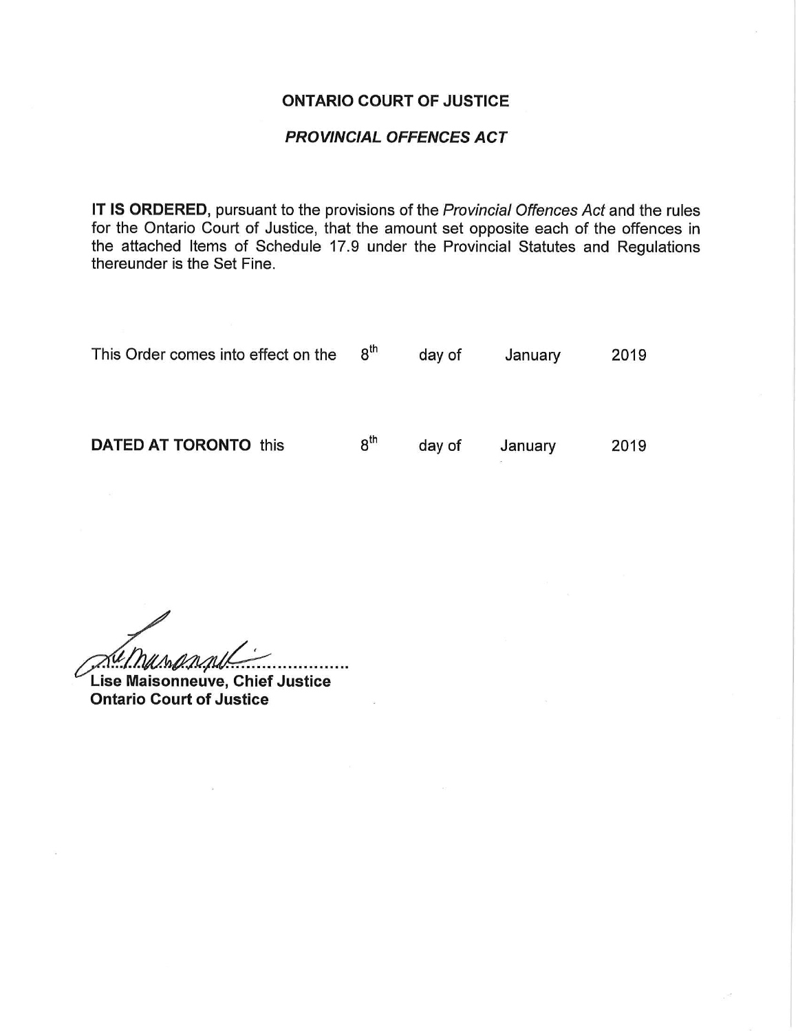**ONTARIO COURT OF JUSTICE**

***PROVINCIAL OFFENCES ACT***

**IT IS ORDERED**, pursuant to the provisions of the *Provincial Offences Act* and the rules for the Ontario Court of Justice, that the amount set opposite each of the offences in the attached Items of Schedule 17.9 under the Provincial Statutes and Regulations thereunder is the Set Fine.

This Order comes into effect on the 8th day of January 2019

**DATED AT TORONTO** this 8th day of January 2019

.......................................

**Lise Maisonneuve, Chief Justice**
**Ontario Court of Justice**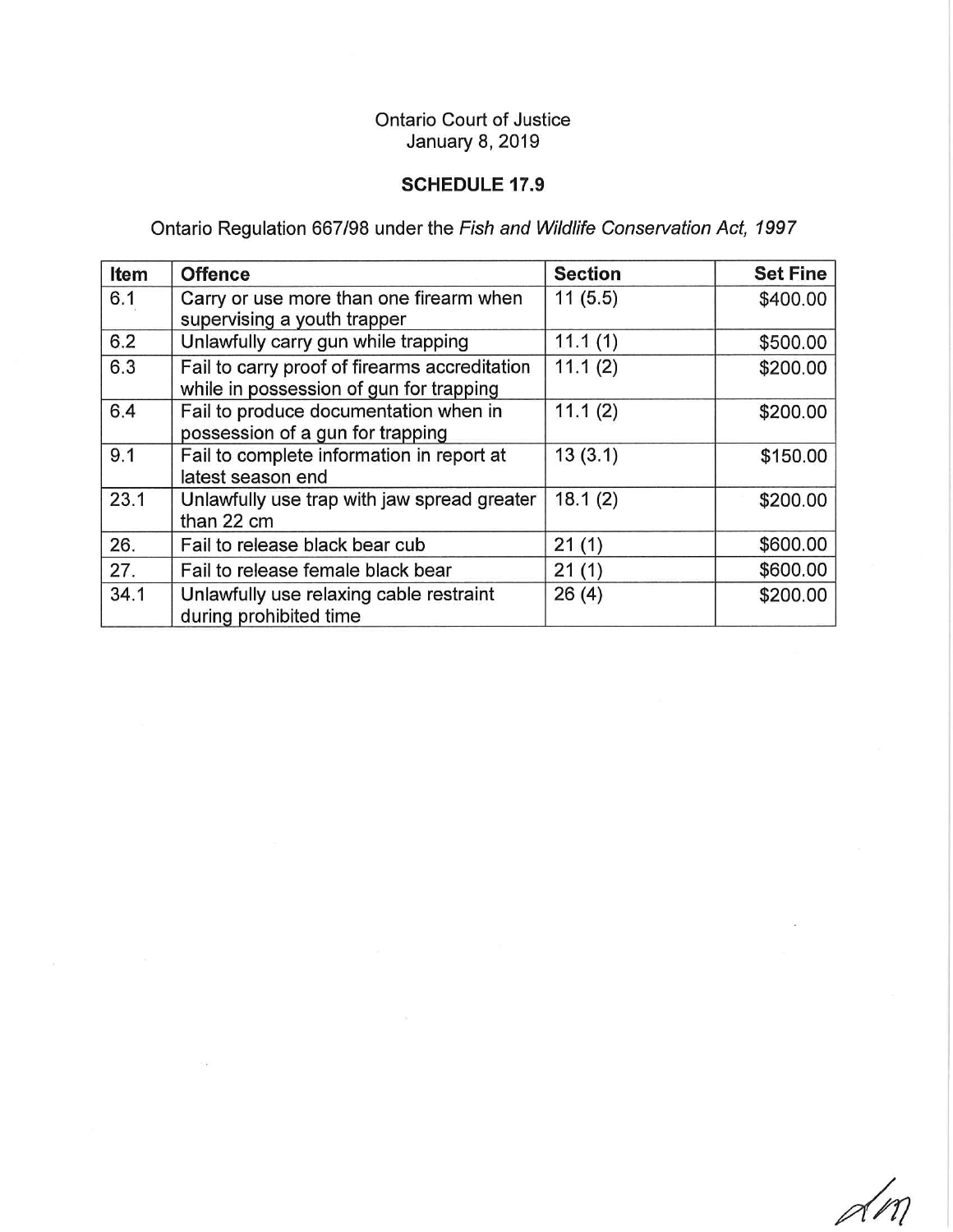Ontario Court of Justice
January 8, 2019

**SCHEDULE 17.9**

Ontario Regulation 667/98 under the *Fish and Wildlife Conservation Act, 1997*

| Item | Offence | Section | Set Fine |
|---|---|---|---|
| 6.1 | Carry or use more than one firearm when supervising a youth trapper | 11 (5.5) | $400.00 |
| 6.2 | Unlawfully carry gun while trapping | 11.1 (1) | $500.00 |
| 6.3 | Fail to carry proof of firearms accreditation while in possession of gun for trapping | 11.1 (2) | $200.00 |
| 6.4 | Fail to produce documentation when in possession of a gun for trapping | 11.1 (2) | $200.00 |
| 9.1 | Fail to complete information in report at latest season end | 13 (3.1) | $150.00 |
| 23.1 | Unlawfully use trap with jaw spread greater than 22 cm | 18.1 (2) | $200.00 |
| 26. | Fail to release black bear cub | 21 (1) | $600.00 |
| 27. | Fail to release female black bear | 21 (1) | $600.00 |
| 34.1 | Unlawfully use relaxing cable restraint during prohibited time | 26 (4) | $200.00 |